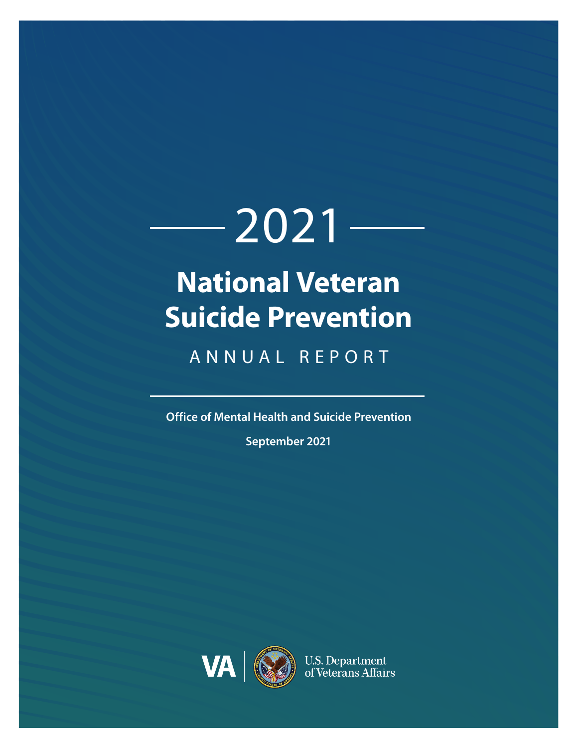# 2021

# National Veteran Suicide Prevention

## ANNUAL REPORT

**Office of Mental Health and Suicide Prevention**

**September 2021**

VA | U.S. Department of Veterans Affairs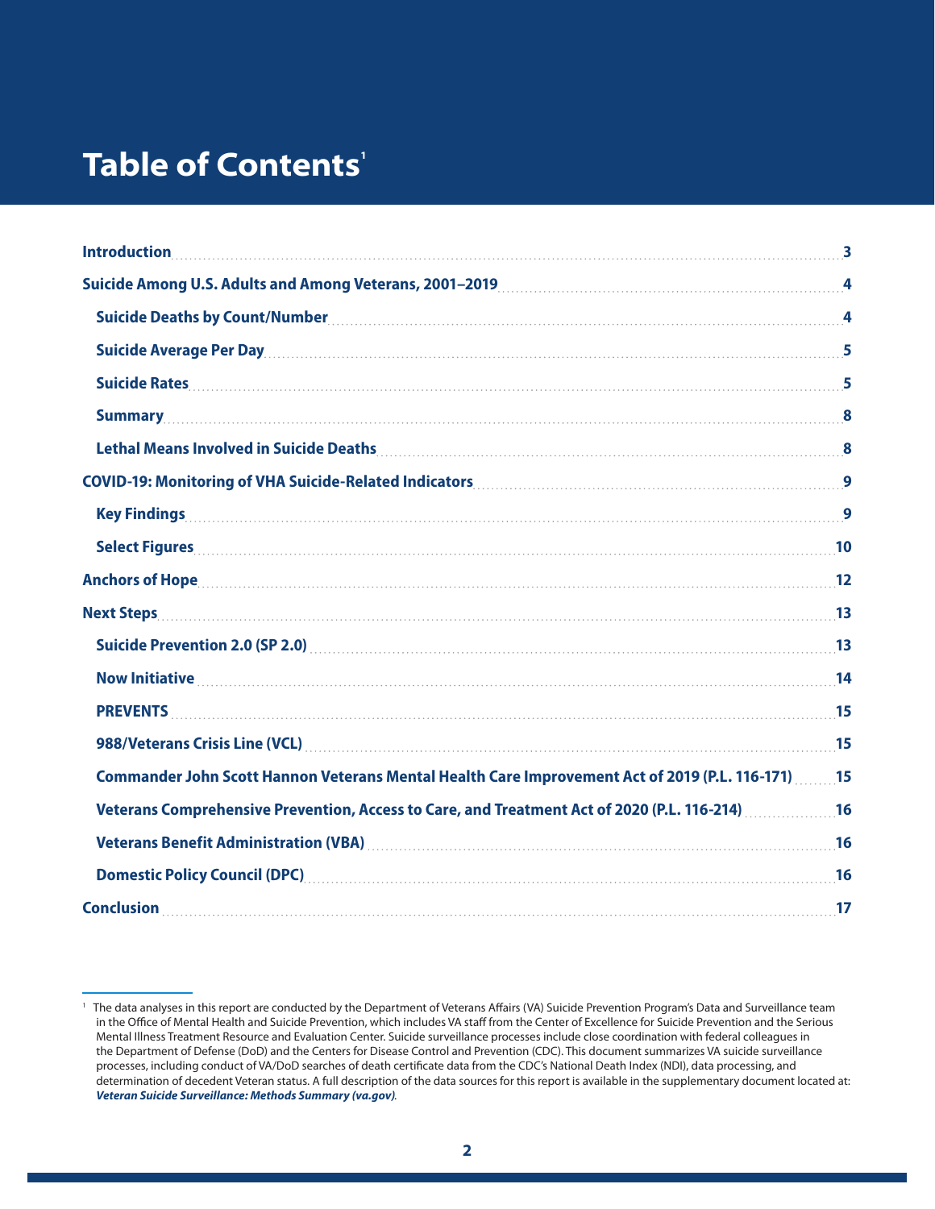# Table of Contents[1]

- Introduction ... 3
- Suicide Among U.S. Adults and Among Veterans, 2001–2019 ... 4
  - Suicide Deaths by Count/Number ... 4
  - Suicide Average Per Day ... 5
  - Suicide Rates ... 5
  - Summary ... 8
  - Lethal Means Involved in Suicide Deaths ... 8
- COVID-19: Monitoring of VHA Suicide-Related Indicators ... 9
  - Key Findings ... 9
  - Select Figures ... 10
- Anchors of Hope ... 12
- Next Steps ... 13
  - Suicide Prevention 2.0 (SP 2.0) ... 13
  - Now Initiative ... 14
  - PREVENTS ... 15
  - 988/Veterans Crisis Line (VCL) ... 15
  - Commander John Scott Hannon Veterans Mental Health Care Improvement Act of 2019 (P.L. 116-171) ... 15
  - Veterans Comprehensive Prevention, Access to Care, and Treatment Act of 2020 (P.L. 116-214) ... 16
  - Veterans Benefit Administration (VBA) ... 16
  - Domestic Policy Council (DPC) ... 16
- Conclusion ... 17

---

[1] The data analyses in this report are conducted by the Department of Veterans Affairs (VA) Suicide Prevention Program's Data and Surveillance team in the Office of Mental Health and Suicide Prevention, which includes VA staff from the Center of Excellence for Suicide Prevention and the Serious Mental Illness Treatment Resource and Evaluation Center. Suicide surveillance processes include close coordination with federal colleagues in the Department of Defense (DoD) and the Centers for Disease Control and Prevention (CDC). This document summarizes VA suicide surveillance processes, including conduct of VA/DoD searches of death certificate data from the CDC's National Death Index (NDI), data processing, and determination of decedent Veteran status. A full description of the data sources for this report is available in the supplementary document located at: ***Veteran Suicide Surveillance: Methods Summary (va.gov)***.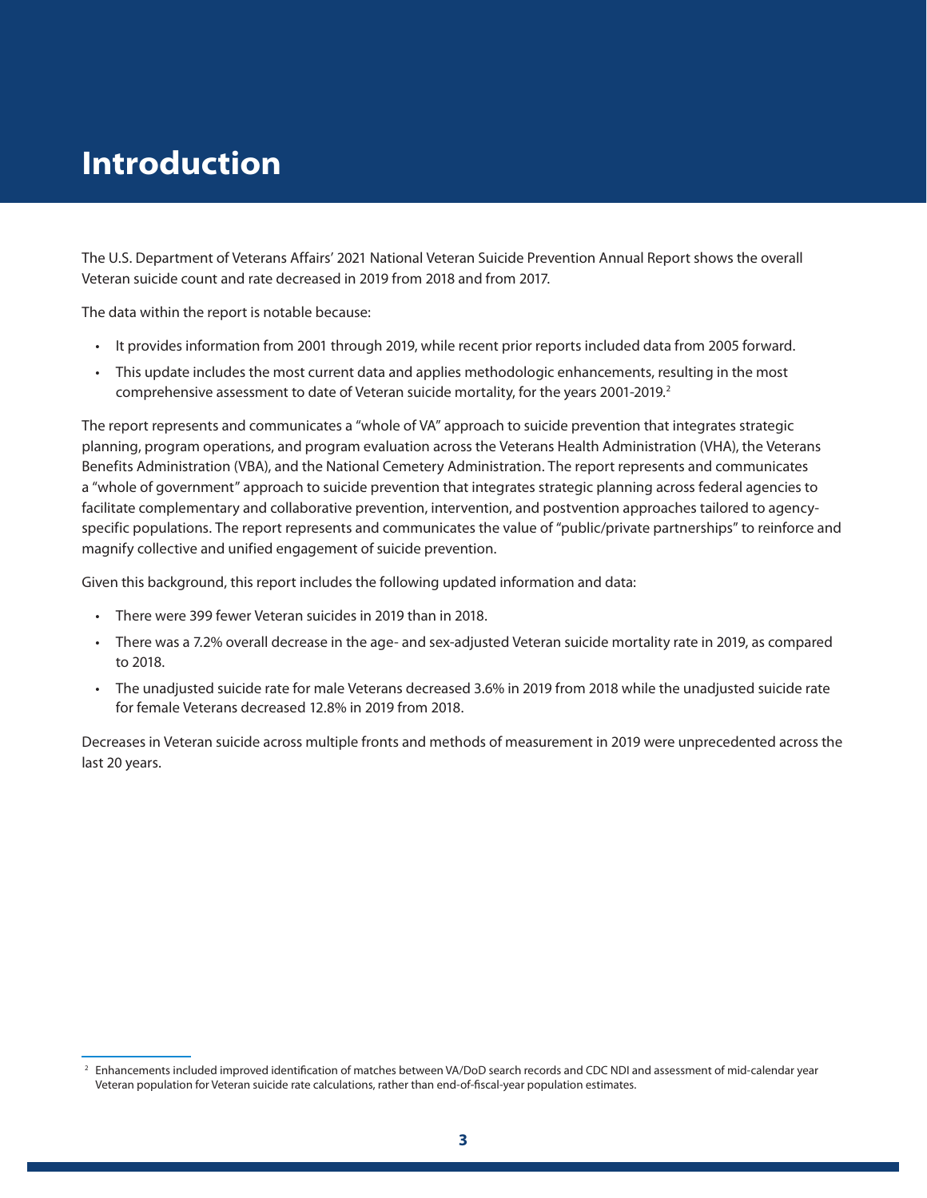# Introduction

The U.S. Department of Veterans Affairs' 2021 National Veteran Suicide Prevention Annual Report shows the overall Veteran suicide count and rate decreased in 2019 from 2018 and from 2017.

The data within the report is notable because:

- It provides information from 2001 through 2019, while recent prior reports included data from 2005 forward.
- This update includes the most current data and applies methodologic enhancements, resulting in the most comprehensive assessment to date of Veteran suicide mortality, for the years 2001-2019.[2]

The report represents and communicates a "whole of VA" approach to suicide prevention that integrates strategic planning, program operations, and program evaluation across the Veterans Health Administration (VHA), the Veterans Benefits Administration (VBA), and the National Cemetery Administration. The report represents and communicates a "whole of government" approach to suicide prevention that integrates strategic planning across federal agencies to facilitate complementary and collaborative prevention, intervention, and postvention approaches tailored to agency-specific populations. The report represents and communicates the value of "public/private partnerships" to reinforce and magnify collective and unified engagement of suicide prevention.

Given this background, this report includes the following updated information and data:

- There were 399 fewer Veteran suicides in 2019 than in 2018.
- There was a 7.2% overall decrease in the age- and sex-adjusted Veteran suicide mortality rate in 2019, as compared to 2018.
- The unadjusted suicide rate for male Veterans decreased 3.6% in 2019 from 2018 while the unadjusted suicide rate for female Veterans decreased 12.8% in 2019 from 2018.

Decreases in Veteran suicide across multiple fronts and methods of measurement in 2019 were unprecedented across the last 20 years.

[2] Enhancements included improved identification of matches between VA/DoD search records and CDC NDI and assessment of mid-calendar year Veteran population for Veteran suicide rate calculations, rather than end-of-fiscal-year population estimates.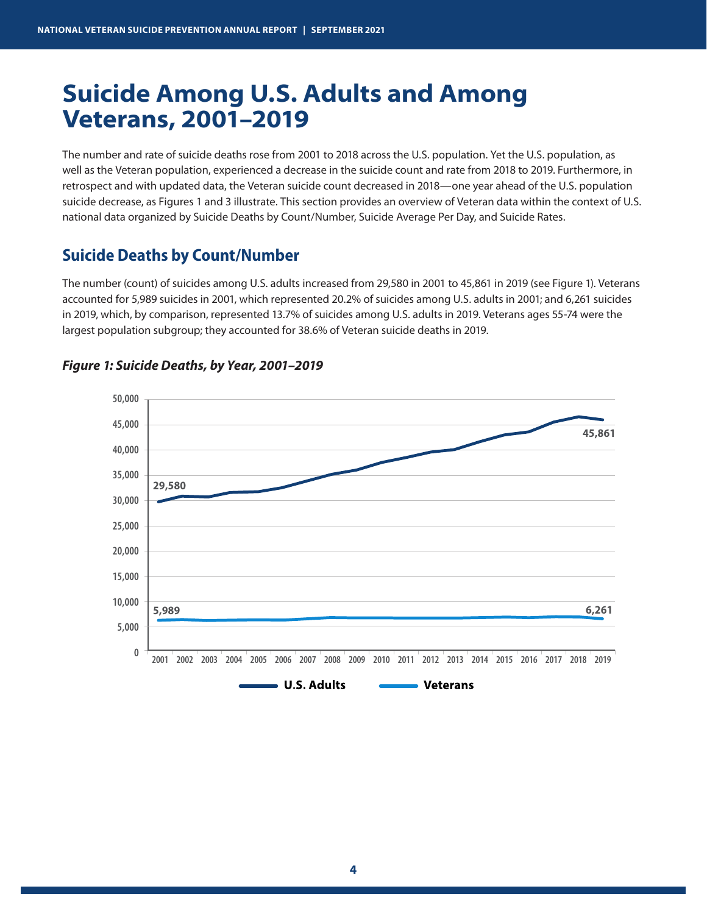# Suicide Among U.S. Adults and Among Veterans, 2001–2019

The number and rate of suicide deaths rose from 2001 to 2018 across the U.S. population. Yet the U.S. population, as well as the Veteran population, experienced a decrease in the suicide count and rate from 2018 to 2019. Furthermore, in retrospect and with updated data, the Veteran suicide count decreased in 2018—one year ahead of the U.S. population suicide decrease, as Figures 1 and 3 illustrate. This section provides an overview of Veteran data within the context of U.S. national data organized by Suicide Deaths by Count/Number, Suicide Average Per Day, and Suicide Rates.

## Suicide Deaths by Count/Number

The number (count) of suicides among U.S. adults increased from 29,580 in 2001 to 45,861 in 2019 (see Figure 1). Veterans accounted for 5,989 suicides in 2001, which represented 20.2% of suicides among U.S. adults in 2001; and 6,261 suicides in 2019, which, by comparison, represented 13.7% of suicides among U.S. adults in 2019. Veterans ages 55-74 were the largest population subgroup; they accounted for 38.6% of Veteran suicide deaths in 2019.

***Figure 1: Suicide Deaths, by Year, 2001–2019***

| | 2001 | 2019 |
|---|---|---|
| U.S. Adults | 29,580 | 45,861 |
| Veterans | 5,989 | 6,261 |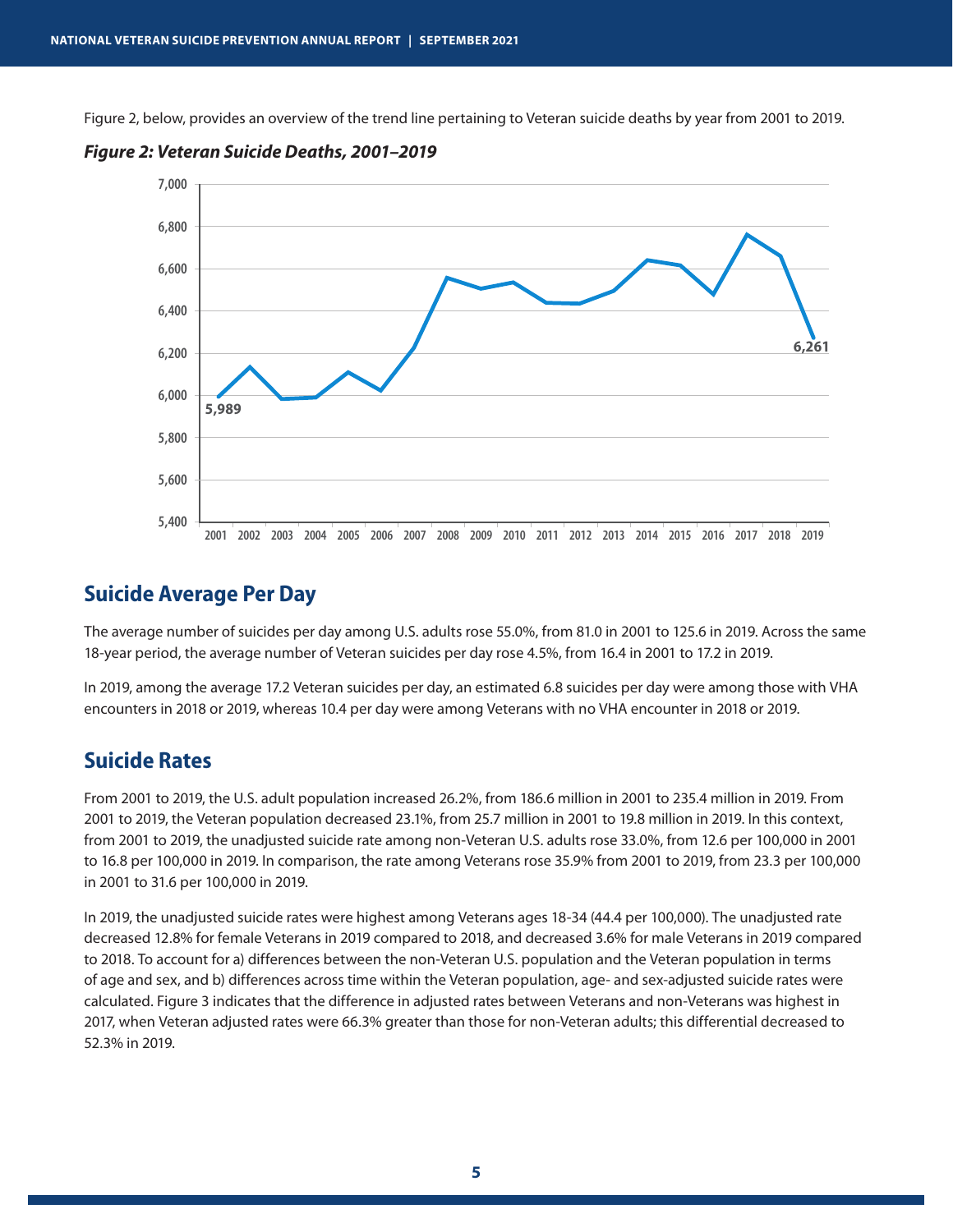Figure 2, below, provides an overview of the trend line pertaining to Veteran suicide deaths by year from 2001 to 2019.

***Figure 2: Veteran Suicide Deaths, 2001–2019***

## Suicide Average Per Day

The average number of suicides per day among U.S. adults rose 55.0%, from 81.0 in 2001 to 125.6 in 2019. Across the same 18-year period, the average number of Veteran suicides per day rose 4.5%, from 16.4 in 2001 to 17.2 in 2019.

In 2019, among the average 17.2 Veteran suicides per day, an estimated 6.8 suicides per day were among those with VHA encounters in 2018 or 2019, whereas 10.4 per day were among Veterans with no VHA encounter in 2018 or 2019.

## Suicide Rates

From 2001 to 2019, the U.S. adult population increased 26.2%, from 186.6 million in 2001 to 235.4 million in 2019. From 2001 to 2019, the Veteran population decreased 23.1%, from 25.7 million in 2001 to 19.8 million in 2019. In this context, from 2001 to 2019, the unadjusted suicide rate among non-Veteran U.S. adults rose 33.0%, from 12.6 per 100,000 in 2001 to 16.8 per 100,000 in 2019. In comparison, the rate among Veterans rose 35.9% from 2001 to 2019, from 23.3 per 100,000 in 2001 to 31.6 per 100,000 in 2019.

In 2019, the unadjusted suicide rates were highest among Veterans ages 18-34 (44.4 per 100,000). The unadjusted rate decreased 12.8% for female Veterans in 2019 compared to 2018, and decreased 3.6% for male Veterans in 2019 compared to 2018. To account for a) differences between the non-Veteran U.S. population and the Veteran population in terms of age and sex, and b) differences across time within the Veteran population, age- and sex-adjusted suicide rates were calculated. Figure 3 indicates that the difference in adjusted rates between Veterans and non-Veterans was highest in 2017, when Veteran adjusted rates were 66.3% greater than those for non-Veteran adults; this differential decreased to 52.3% in 2019.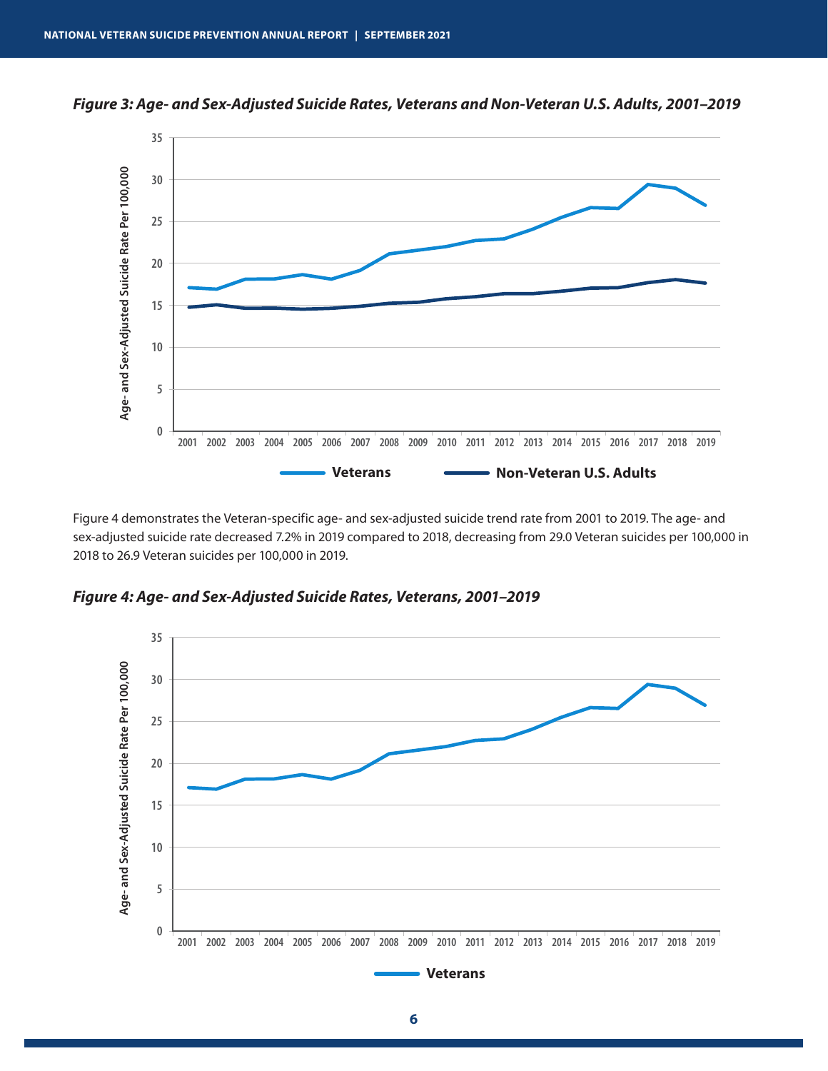*Figure 3: Age- and Sex-Adjusted Suicide Rates, Veterans and Non-Veteran U.S. Adults, 2001–2019*

Figure 4 demonstrates the Veteran-specific age- and sex-adjusted suicide trend rate from 2001 to 2019. The age- and sex-adjusted suicide rate decreased 7.2% in 2019 compared to 2018, decreasing from 29.0 Veteran suicides per 100,000 in 2018 to 26.9 Veteran suicides per 100,000 in 2019.

*Figure 4: Age- and Sex-Adjusted Suicide Rates, Veterans, 2001–2019*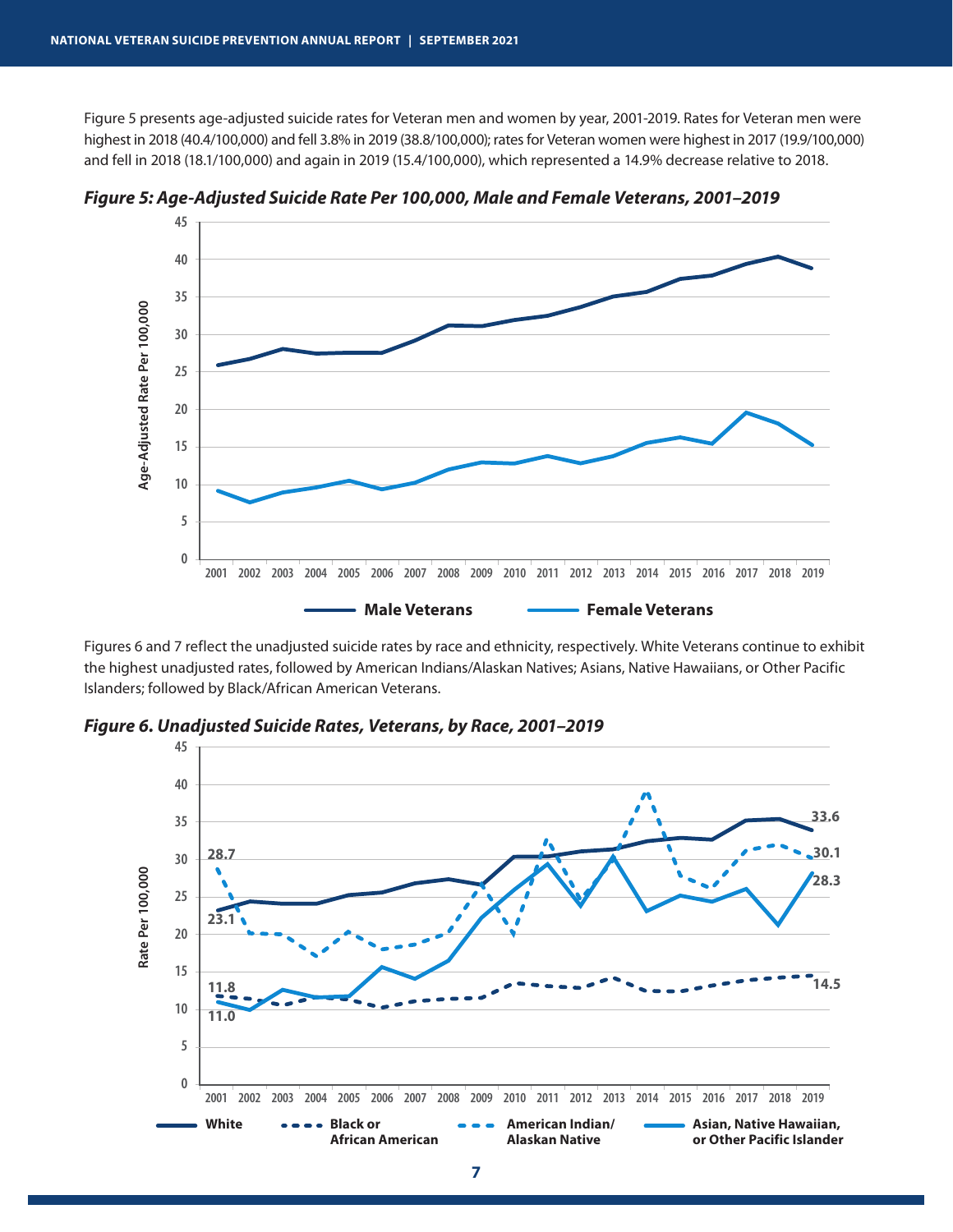Figure 5 presents age-adjusted suicide rates for Veteran men and women by year, 2001-2019. Rates for Veteran men were highest in 2018 (40.4/100,000) and fell 3.8% in 2019 (38.8/100,000); rates for Veteran women were highest in 2017 (19.9/100,000) and fell in 2018 (18.1/100,000) and again in 2019 (15.4/100,000), which represented a 14.9% decrease relative to 2018.

***Figure 5: Age-Adjusted Suicide Rate Per 100,000, Male and Female Veterans, 2001–2019***

Figures 6 and 7 reflect the unadjusted suicide rates by race and ethnicity, respectively. White Veterans continue to exhibit the highest unadjusted rates, followed by American Indians/Alaskan Natives; Asians, Native Hawaiians, or Other Pacific Islanders; followed by Black/African American Veterans.

***Figure 6. Unadjusted Suicide Rates, Veterans, by Race, 2001–2019***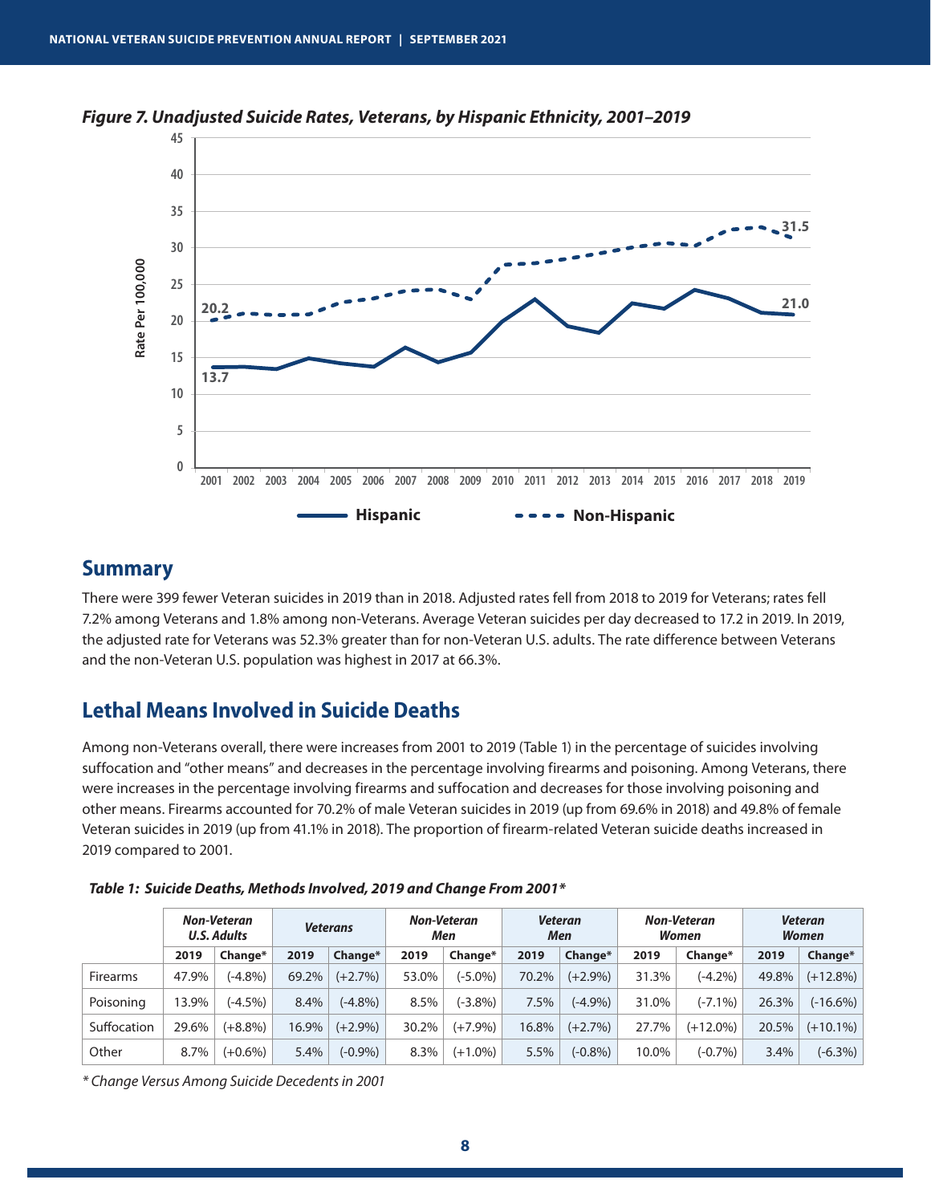*Figure 7. Unadjusted Suicide Rates, Veterans, by Hispanic Ethnicity, 2001–2019*

## Summary

There were 399 fewer Veteran suicides in 2019 than in 2018. Adjusted rates fell from 2018 to 2019 for Veterans; rates fell 7.2% among Veterans and 1.8% among non-Veterans. Average Veteran suicides per day decreased to 17.2 in 2019. In 2019, the adjusted rate for Veterans was 52.3% greater than for non-Veteran U.S. adults. The rate difference between Veterans and the non-Veteran U.S. population was highest in 2017 at 66.3%.

## Lethal Means Involved in Suicide Deaths

Among non-Veterans overall, there were increases from 2001 to 2019 (Table 1) in the percentage of suicides involving suffocation and "other means" and decreases in the percentage involving firearms and poisoning. Among Veterans, there were increases in the percentage involving firearms and suffocation and decreases for those involving poisoning and other means. Firearms accounted for 70.2% of male Veteran suicides in 2019 (up from 69.6% in 2018) and 49.8% of female Veteran suicides in 2019 (up from 41.1% in 2018). The proportion of firearm-related Veteran suicide deaths increased in 2019 compared to 2001.

*Table 1: Suicide Deaths, Methods Involved, 2019 and Change From 2001**

| | Non-Veteran U.S. Adults | | Veterans | | Non-Veteran Men | | Veteran Men | | Non-Veteran Women | | Veteran Women | |
|---|---|---|---|---|---|---|---|---|---|---|---|---|
| | 2019 | Change* | 2019 | Change* | 2019 | Change* | 2019 | Change* | 2019 | Change* | 2019 | Change* |
| Firearms | 47.9% | (-4.8%) | 69.2% | (+2.7%) | 53.0% | (-5.0%) | 70.2% | (+2.9%) | 31.3% | (-4.2%) | 49.8% | (+12.8%) |
| Poisoning | 13.9% | (-4.5%) | 8.4% | (-4.8%) | 8.5% | (-3.8%) | 7.5% | (-4.9%) | 31.0% | (-7.1%) | 26.3% | (-16.6%) |
| Suffocation | 29.6% | (+8.8%) | 16.9% | (+2.9%) | 30.2% | (+7.9%) | 16.8% | (+2.7%) | 27.7% | (+12.0%) | 20.5% | (+10.1%) |
| Other | 8.7% | (+0.6%) | 5.4% | (-0.9%) | 8.3% | (+1.0%) | 5.5% | (-0.8%) | 10.0% | (-0.7%) | 3.4% | (-6.3%) |

*\* Change Versus Among Suicide Decedents in 2001*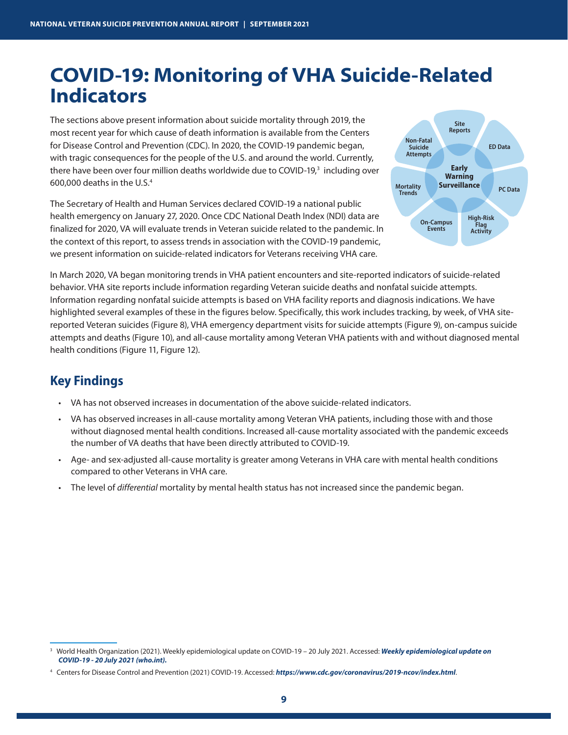# COVID-19: Monitoring of VHA Suicide-Related Indicators

The sections above present information about suicide mortality through 2019, the most recent year for which cause of death information is available from the Centers for Disease Control and Prevention (CDC). In 2020, the COVID-19 pandemic began, with tragic consequences for the people of the U.S. and around the world. Currently, there have been over four million deaths worldwide due to COVID-19,[3] including over 600,000 deaths in the U.S.[4]

The Secretary of Health and Human Services declared COVID-19 a national public health emergency on January 27, 2020. Once CDC National Death Index (NDI) data are finalized for 2020, VA will evaluate trends in Veteran suicide related to the pandemic. In the context of this report, to assess trends in association with the COVID-19 pandemic, we present information on suicide-related indicators for Veterans receiving VHA care.

Early Warning Surveillance: Site Reports; ED Data; PC Data; High-Risk Flag Activity; On-Campus Events; Mortality Trends; Non-Fatal Suicide Attempts

In March 2020, VA began monitoring trends in VHA patient encounters and site-reported indicators of suicide-related behavior. VHA site reports include information regarding Veteran suicide deaths and nonfatal suicide attempts. Information regarding nonfatal suicide attempts is based on VHA facility reports and diagnosis indications. We have highlighted several examples of these in the figures below. Specifically, this work includes tracking, by week, of VHA site-reported Veteran suicides (Figure 8), VHA emergency department visits for suicide attempts (Figure 9), on-campus suicide attempts and deaths (Figure 10), and all-cause mortality among Veteran VHA patients with and without diagnosed mental health conditions (Figure 11, Figure 12).

## Key Findings

- VA has not observed increases in documentation of the above suicide-related indicators.
- VA has observed increases in all-cause mortality among Veteran VHA patients, including those with and those without diagnosed mental health conditions. Increased all-cause mortality associated with the pandemic exceeds the number of VA deaths that have been directly attributed to COVID-19.
- Age- and sex-adjusted all-cause mortality is greater among Veterans in VHA care with mental health conditions compared to other Veterans in VHA care.
- The level of *differential* mortality by mental health status has not increased since the pandemic began.

---

[3] World Health Organization (2021). Weekly epidemiological update on COVID-19 – 20 July 2021. Accessed: ***Weekly epidemiological update on COVID-19 - 20 July 2021 (who.int).***

[4] Centers for Disease Control and Prevention (2021) COVID-19. Accessed: ***https://www.cdc.gov/coronavirus/2019-ncov/index.html***.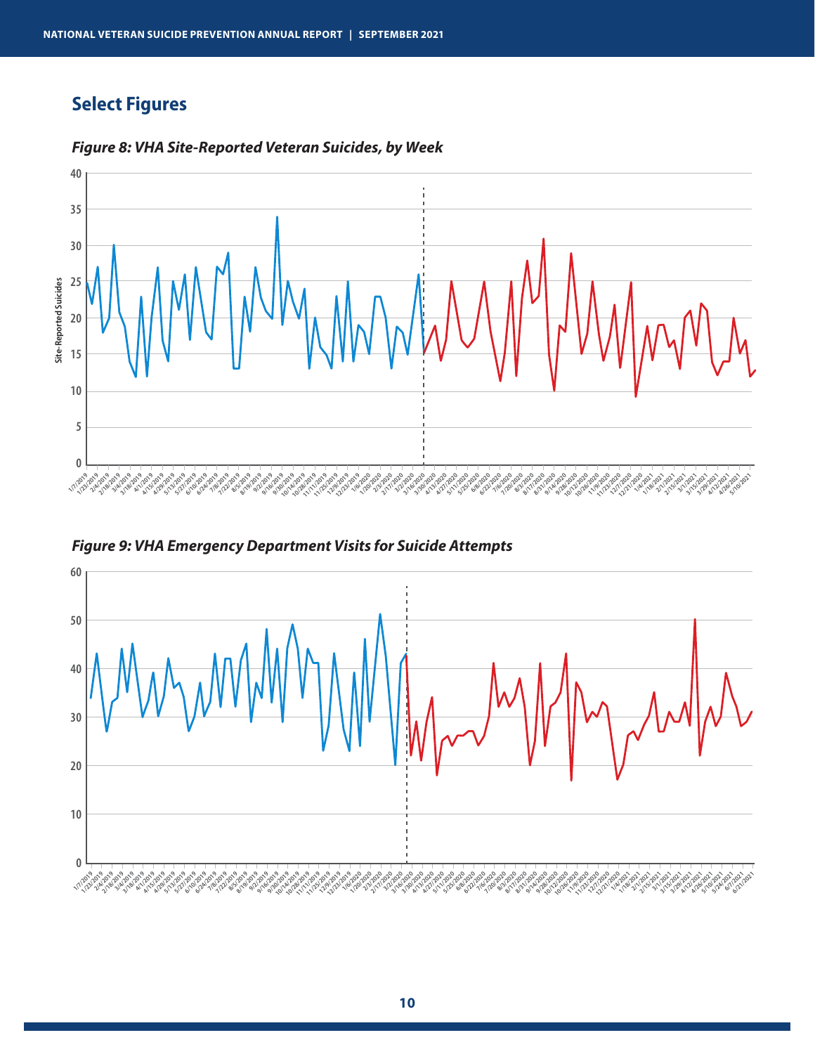## Select Figures

***Figure 8: VHA Site-Reported Veteran Suicides, by Week***

***Figure 9: VHA Emergency Department Visits for Suicide Attempts***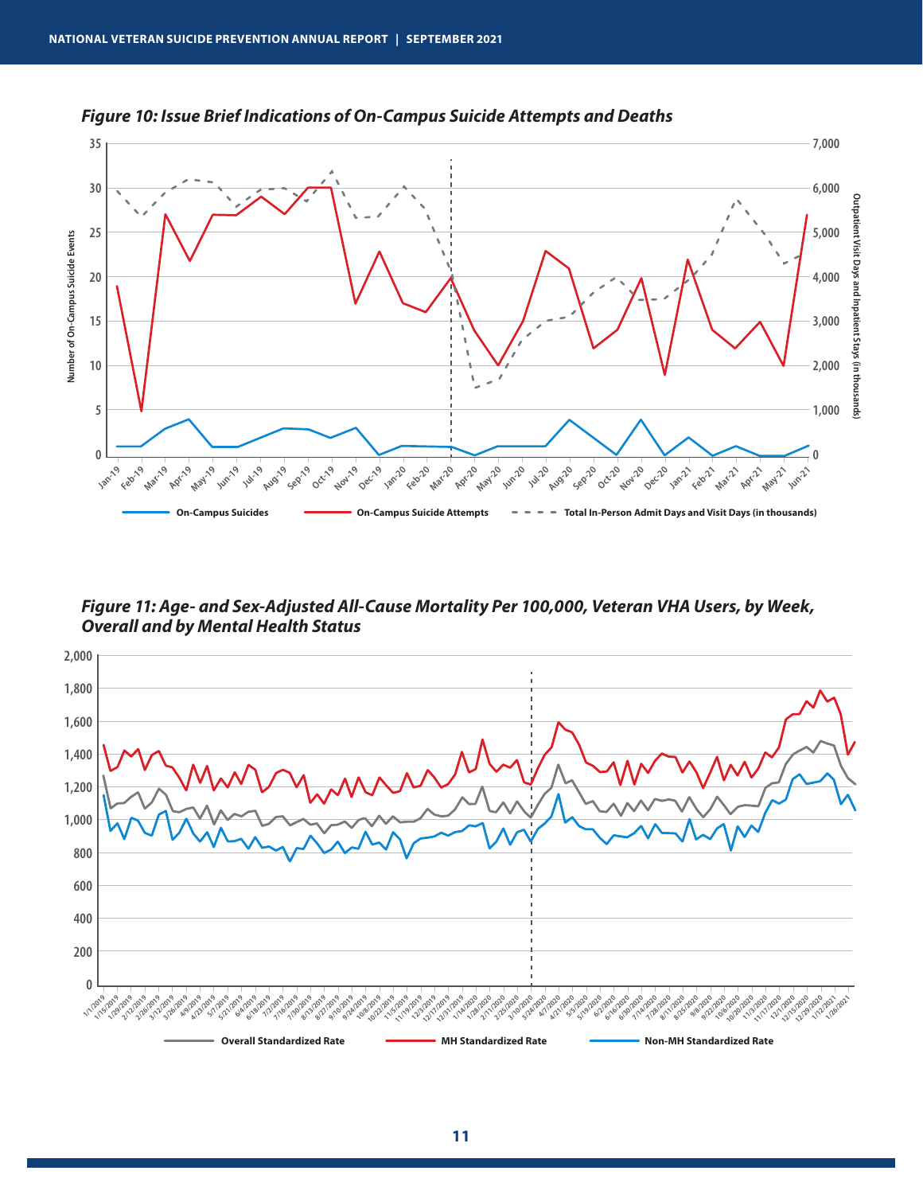*Figure 10: Issue Brief Indications of On-Campus Suicide Attempts and Deaths*

*Figure 11: Age- and Sex-Adjusted All-Cause Mortality Per 100,000, Veteran VHA Users, by Week, Overall and by Mental Health Status*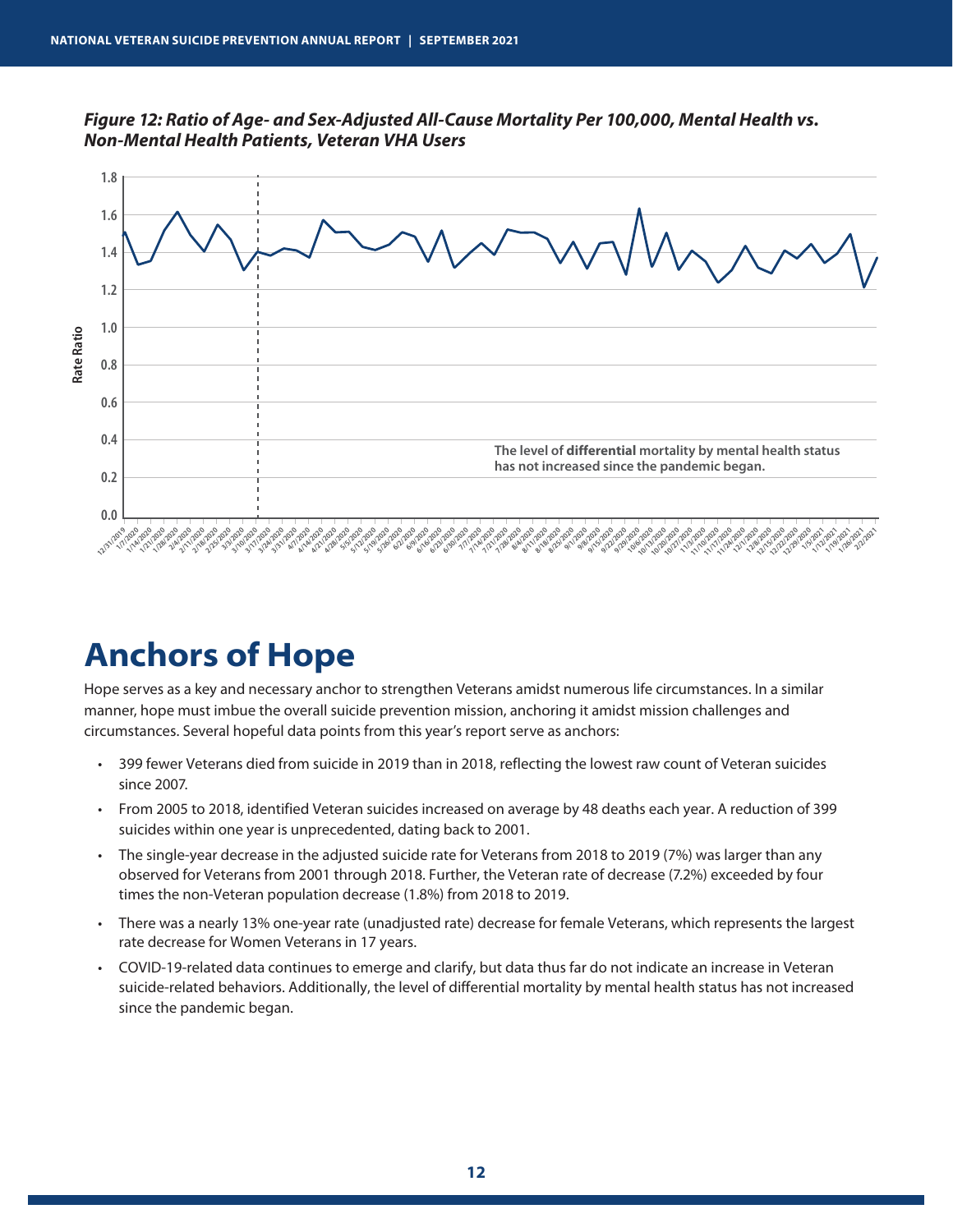*Figure 12: Ratio of Age- and Sex-Adjusted All-Cause Mortality Per 100,000, Mental Health vs. Non-Mental Health Patients, Veteran VHA Users*

The level of **differential** mortality by mental health status has not increased since the pandemic began.

# Anchors of Hope

Hope serves as a key and necessary anchor to strengthen Veterans amidst numerous life circumstances. In a similar manner, hope must imbue the overall suicide prevention mission, anchoring it amidst mission challenges and circumstances. Several hopeful data points from this year's report serve as anchors:

- 399 fewer Veterans died from suicide in 2019 than in 2018, reflecting the lowest raw count of Veteran suicides since 2007.
- From 2005 to 2018, identified Veteran suicides increased on average by 48 deaths each year. A reduction of 399 suicides within one year is unprecedented, dating back to 2001.
- The single-year decrease in the adjusted suicide rate for Veterans from 2018 to 2019 (7%) was larger than any observed for Veterans from 2001 through 2018. Further, the Veteran rate of decrease (7.2%) exceeded by four times the non-Veteran population decrease (1.8%) from 2018 to 2019.
- There was a nearly 13% one-year rate (unadjusted rate) decrease for female Veterans, which represents the largest rate decrease for Women Veterans in 17 years.
- COVID-19-related data continues to emerge and clarify, but data thus far do not indicate an increase in Veteran suicide-related behaviors. Additionally, the level of differential mortality by mental health status has not increased since the pandemic began.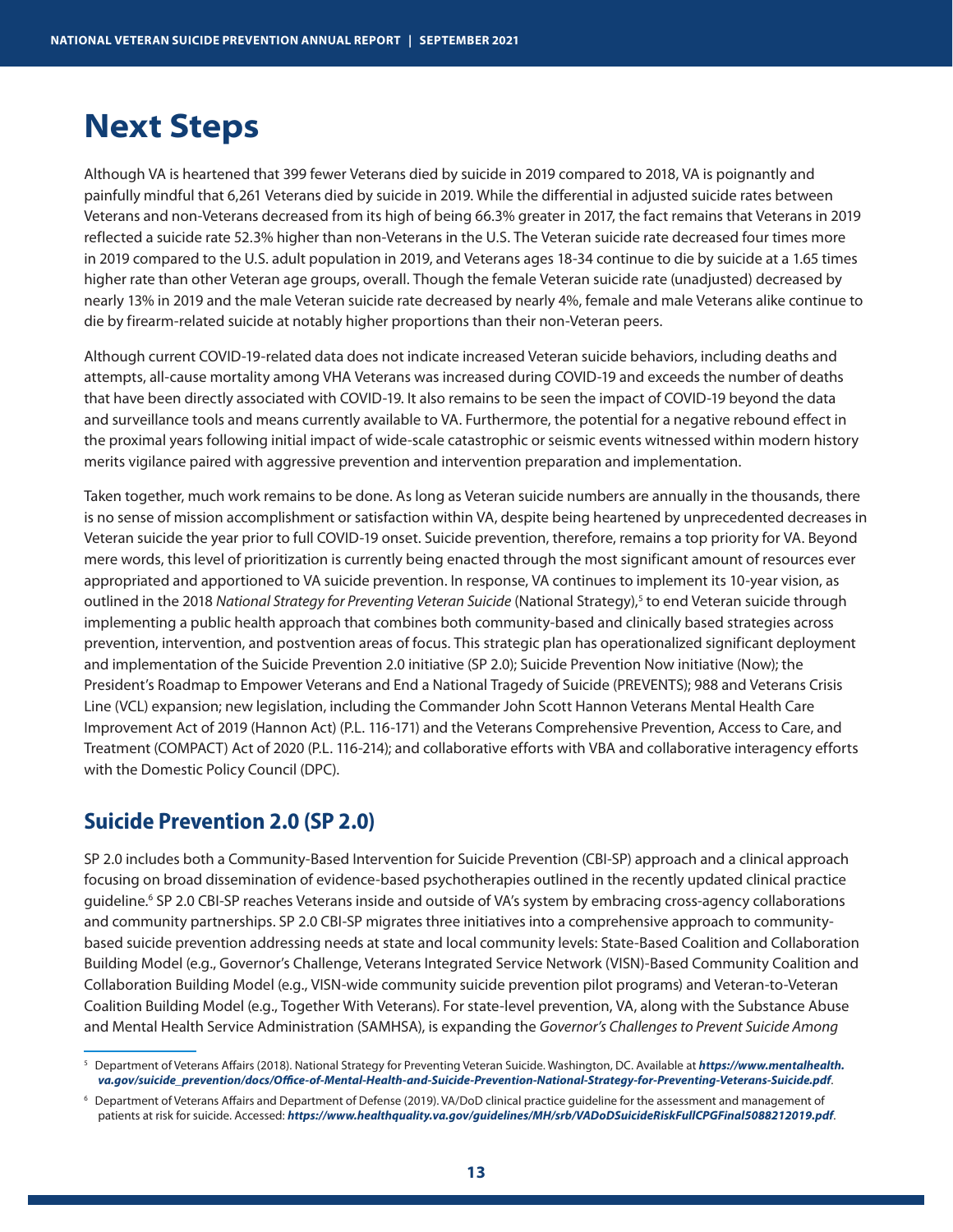# Next Steps

Although VA is heartened that 399 fewer Veterans died by suicide in 2019 compared to 2018, VA is poignantly and painfully mindful that 6,261 Veterans died by suicide in 2019. While the differential in adjusted suicide rates between Veterans and non-Veterans decreased from its high of being 66.3% greater in 2017, the fact remains that Veterans in 2019 reflected a suicide rate 52.3% higher than non-Veterans in the U.S. The Veteran suicide rate decreased four times more in 2019 compared to the U.S. adult population in 2019, and Veterans ages 18-34 continue to die by suicide at a 1.65 times higher rate than other Veteran age groups, overall. Though the female Veteran suicide rate (unadjusted) decreased by nearly 13% in 2019 and the male Veteran suicide rate decreased by nearly 4%, female and male Veterans alike continue to die by firearm-related suicide at notably higher proportions than their non-Veteran peers.

Although current COVID-19-related data does not indicate increased Veteran suicide behaviors, including deaths and attempts, all-cause mortality among VHA Veterans was increased during COVID-19 and exceeds the number of deaths that have been directly associated with COVID-19. It also remains to be seen the impact of COVID-19 beyond the data and surveillance tools and means currently available to VA. Furthermore, the potential for a negative rebound effect in the proximal years following initial impact of wide-scale catastrophic or seismic events witnessed within modern history merits vigilance paired with aggressive prevention and intervention preparation and implementation.

Taken together, much work remains to be done. As long as Veteran suicide numbers are annually in the thousands, there is no sense of mission accomplishment or satisfaction within VA, despite being heartened by unprecedented decreases in Veteran suicide the year prior to full COVID-19 onset. Suicide prevention, therefore, remains a top priority for VA. Beyond mere words, this level of prioritization is currently being enacted through the most significant amount of resources ever appropriated and apportioned to VA suicide prevention. In response, VA continues to implement its 10-year vision, as outlined in the 2018 *National Strategy for Preventing Veteran Suicide* (National Strategy),[5] to end Veteran suicide through implementing a public health approach that combines both community-based and clinically based strategies across prevention, intervention, and postvention areas of focus. This strategic plan has operationalized significant deployment and implementation of the Suicide Prevention 2.0 initiative (SP 2.0); Suicide Prevention Now initiative (Now); the President's Roadmap to Empower Veterans and End a National Tragedy of Suicide (PREVENTS); 988 and Veterans Crisis Line (VCL) expansion; new legislation, including the Commander John Scott Hannon Veterans Mental Health Care Improvement Act of 2019 (Hannon Act) (P.L. 116-171) and the Veterans Comprehensive Prevention, Access to Care, and Treatment (COMPACT) Act of 2020 (P.L. 116-214); and collaborative efforts with VBA and collaborative interagency efforts with the Domestic Policy Council (DPC).

## Suicide Prevention 2.0 (SP 2.0)

SP 2.0 includes both a Community-Based Intervention for Suicide Prevention (CBI-SP) approach and a clinical approach focusing on broad dissemination of evidence-based psychotherapies outlined in the recently updated clinical practice guideline.[6] SP 2.0 CBI-SP reaches Veterans inside and outside of VA's system by embracing cross-agency collaborations and community partnerships. SP 2.0 CBI-SP migrates three initiatives into a comprehensive approach to community-based suicide prevention addressing needs at state and local community levels: State-Based Coalition and Collaboration Building Model (e.g., Governor's Challenge, Veterans Integrated Service Network (VISN)-Based Community Coalition and Collaboration Building Model (e.g., VISN-wide community suicide prevention pilot programs) and Veteran-to-Veteran Coalition Building Model (e.g., Together With Veterans). For state-level prevention, VA, along with the Substance Abuse and Mental Health Service Administration (SAMHSA), is expanding the *Governor's Challenges to Prevent Suicide Among*

---

[5] Department of Veterans Affairs (2018). National Strategy for Preventing Veteran Suicide. Washington, DC. Available at ***https://www.mentalhealth.va.gov/suicide_prevention/docs/Office-of-Mental-Health-and-Suicide-Prevention-National-Strategy-for-Preventing-Veterans-Suicide.pdf***.

[6] Department of Veterans Affairs and Department of Defense (2019). VA/DoD clinical practice guideline for the assessment and management of patients at risk for suicide. Accessed: ***https://www.healthquality.va.gov/guidelines/MH/srb/VADoDSuicideRiskFullCPGFinal5088212019.pdf***.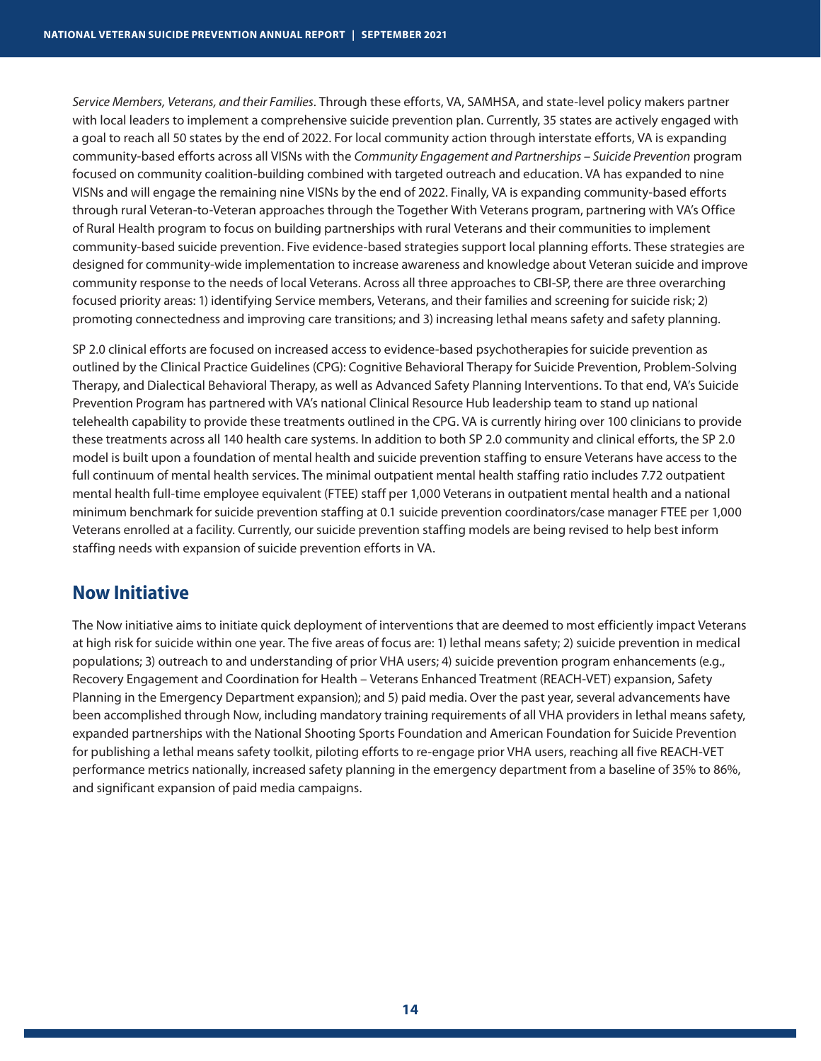*Service Members, Veterans, and their Families*. Through these efforts, VA, SAMHSA, and state-level policy makers partner with local leaders to implement a comprehensive suicide prevention plan. Currently, 35 states are actively engaged with a goal to reach all 50 states by the end of 2022. For local community action through interstate efforts, VA is expanding community-based efforts across all VISNs with the *Community Engagement and Partnerships – Suicide Prevention* program focused on community coalition-building combined with targeted outreach and education. VA has expanded to nine VISNs and will engage the remaining nine VISNs by the end of 2022. Finally, VA is expanding community-based efforts through rural Veteran-to-Veteran approaches through the Together With Veterans program, partnering with VA's Office of Rural Health program to focus on building partnerships with rural Veterans and their communities to implement community-based suicide prevention. Five evidence-based strategies support local planning efforts. These strategies are designed for community-wide implementation to increase awareness and knowledge about Veteran suicide and improve community response to the needs of local Veterans. Across all three approaches to CBI-SP, there are three overarching focused priority areas: 1) identifying Service members, Veterans, and their families and screening for suicide risk; 2) promoting connectedness and improving care transitions; and 3) increasing lethal means safety and safety planning.

SP 2.0 clinical efforts are focused on increased access to evidence-based psychotherapies for suicide prevention as outlined by the Clinical Practice Guidelines (CPG): Cognitive Behavioral Therapy for Suicide Prevention, Problem-Solving Therapy, and Dialectical Behavioral Therapy, as well as Advanced Safety Planning Interventions. To that end, VA's Suicide Prevention Program has partnered with VA's national Clinical Resource Hub leadership team to stand up national telehealth capability to provide these treatments outlined in the CPG. VA is currently hiring over 100 clinicians to provide these treatments across all 140 health care systems. In addition to both SP 2.0 community and clinical efforts, the SP 2.0 model is built upon a foundation of mental health and suicide prevention staffing to ensure Veterans have access to the full continuum of mental health services. The minimal outpatient mental health staffing ratio includes 7.72 outpatient mental health full-time employee equivalent (FTEE) staff per 1,000 Veterans in outpatient mental health and a national minimum benchmark for suicide prevention staffing at 0.1 suicide prevention coordinators/case manager FTEE per 1,000 Veterans enrolled at a facility. Currently, our suicide prevention staffing models are being revised to help best inform staffing needs with expansion of suicide prevention efforts in VA.

## Now Initiative

The Now initiative aims to initiate quick deployment of interventions that are deemed to most efficiently impact Veterans at high risk for suicide within one year. The five areas of focus are: 1) lethal means safety; 2) suicide prevention in medical populations; 3) outreach to and understanding of prior VHA users; 4) suicide prevention program enhancements (e.g., Recovery Engagement and Coordination for Health – Veterans Enhanced Treatment (REACH-VET) expansion, Safety Planning in the Emergency Department expansion); and 5) paid media. Over the past year, several advancements have been accomplished through Now, including mandatory training requirements of all VHA providers in lethal means safety, expanded partnerships with the National Shooting Sports Foundation and American Foundation for Suicide Prevention for publishing a lethal means safety toolkit, piloting efforts to re-engage prior VHA users, reaching all five REACH-VET performance metrics nationally, increased safety planning in the emergency department from a baseline of 35% to 86%, and significant expansion of paid media campaigns.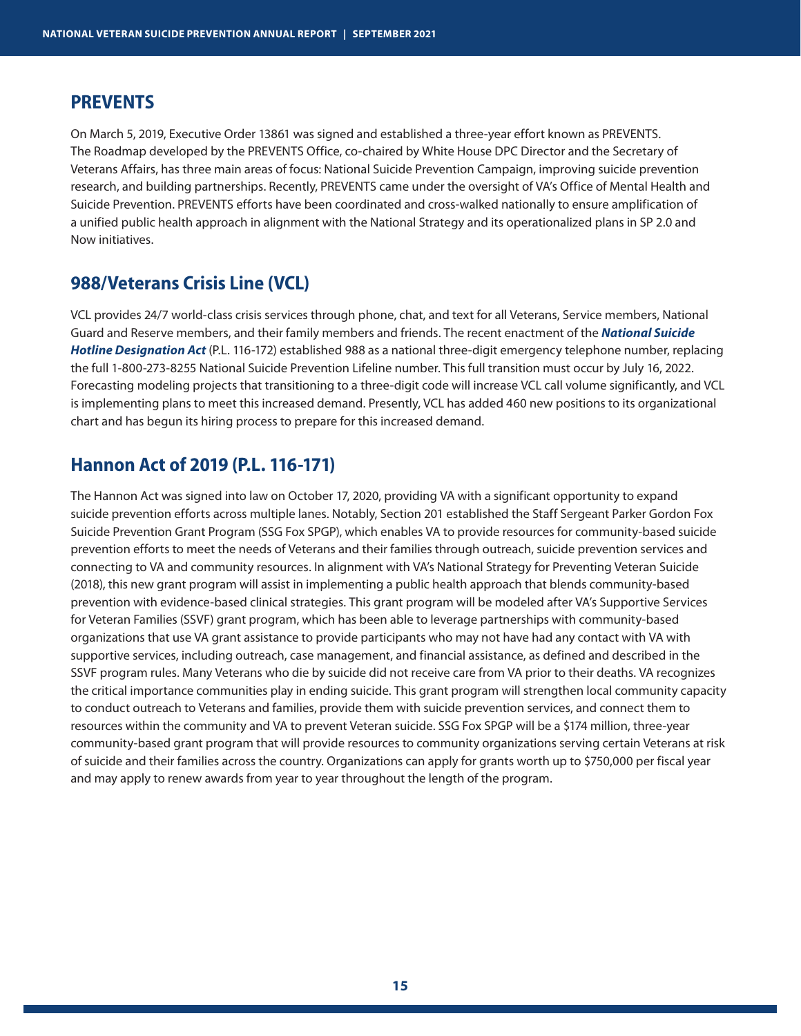## PREVENTS

On March 5, 2019, Executive Order 13861 was signed and established a three-year effort known as PREVENTS. The Roadmap developed by the PREVENTS Office, co-chaired by White House DPC Director and the Secretary of Veterans Affairs, has three main areas of focus: National Suicide Prevention Campaign, improving suicide prevention research, and building partnerships. Recently, PREVENTS came under the oversight of VA's Office of Mental Health and Suicide Prevention. PREVENTS efforts have been coordinated and cross-walked nationally to ensure amplification of a unified public health approach in alignment with the National Strategy and its operationalized plans in SP 2.0 and Now initiatives.

## 988/Veterans Crisis Line (VCL)

VCL provides 24/7 world-class crisis services through phone, chat, and text for all Veterans, Service members, National Guard and Reserve members, and their family members and friends. The recent enactment of the ***National Suicide Hotline Designation Act*** (P.L. 116-172) established 988 as a national three-digit emergency telephone number, replacing the full 1-800-273-8255 National Suicide Prevention Lifeline number. This full transition must occur by July 16, 2022. Forecasting modeling projects that transitioning to a three-digit code will increase VCL call volume significantly, and VCL is implementing plans to meet this increased demand. Presently, VCL has added 460 new positions to its organizational chart and has begun its hiring process to prepare for this increased demand.

## Hannon Act of 2019 (P.L. 116-171)

The Hannon Act was signed into law on October 17, 2020, providing VA with a significant opportunity to expand suicide prevention efforts across multiple lanes. Notably, Section 201 established the Staff Sergeant Parker Gordon Fox Suicide Prevention Grant Program (SSG Fox SPGP), which enables VA to provide resources for community-based suicide prevention efforts to meet the needs of Veterans and their families through outreach, suicide prevention services and connecting to VA and community resources. In alignment with VA's National Strategy for Preventing Veteran Suicide (2018), this new grant program will assist in implementing a public health approach that blends community-based prevention with evidence-based clinical strategies. This grant program will be modeled after VA's Supportive Services for Veteran Families (SSVF) grant program, which has been able to leverage partnerships with community-based organizations that use VA grant assistance to provide participants who may not have had any contact with VA with supportive services, including outreach, case management, and financial assistance, as defined and described in the SSVF program rules. Many Veterans who die by suicide did not receive care from VA prior to their deaths. VA recognizes the critical importance communities play in ending suicide. This grant program will strengthen local community capacity to conduct outreach to Veterans and families, provide them with suicide prevention services, and connect them to resources within the community and VA to prevent Veteran suicide. SSG Fox SPGP will be a $174 million, three-year community-based grant program that will provide resources to community organizations serving certain Veterans at risk of suicide and their families across the country. Organizations can apply for grants worth up to $750,000 per fiscal year and may apply to renew awards from year to year throughout the length of the program.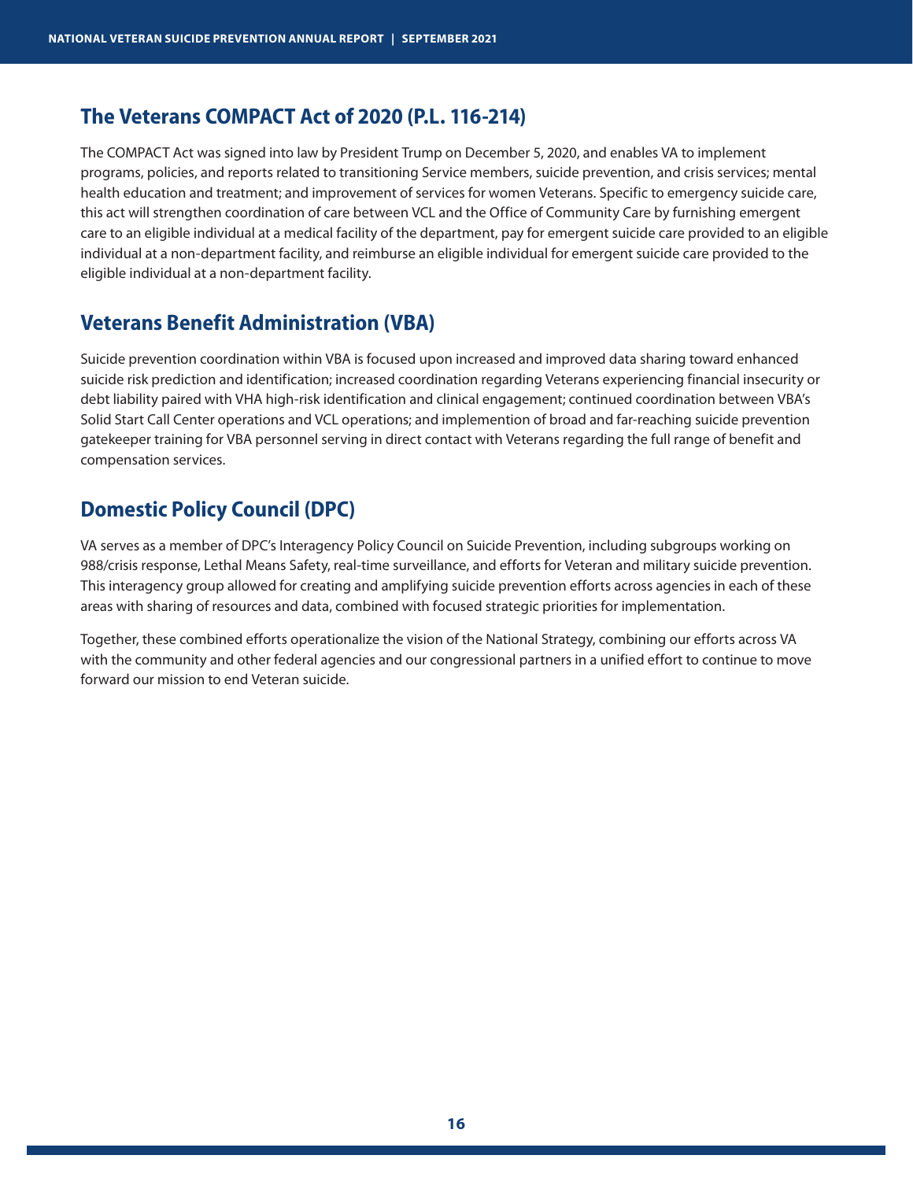## The Veterans COMPACT Act of 2020 (P.L. 116-214)

The COMPACT Act was signed into law by President Trump on December 5, 2020, and enables VA to implement programs, policies, and reports related to transitioning Service members, suicide prevention, and crisis services; mental health education and treatment; and improvement of services for women Veterans. Specific to emergency suicide care, this act will strengthen coordination of care between VCL and the Office of Community Care by furnishing emergent care to an eligible individual at a medical facility of the department, pay for emergent suicide care provided to an eligible individual at a non-department facility, and reimburse an eligible individual for emergent suicide care provided to the eligible individual at a non-department facility.

## Veterans Benefit Administration (VBA)

Suicide prevention coordination within VBA is focused upon increased and improved data sharing toward enhanced suicide risk prediction and identification; increased coordination regarding Veterans experiencing financial insecurity or debt liability paired with VHA high-risk identification and clinical engagement; continued coordination between VBA's Solid Start Call Center operations and VCL operations; and implemention of broad and far-reaching suicide prevention gatekeeper training for VBA personnel serving in direct contact with Veterans regarding the full range of benefit and compensation services.

## Domestic Policy Council (DPC)

VA serves as a member of DPC's Interagency Policy Council on Suicide Prevention, including subgroups working on 988/crisis response, Lethal Means Safety, real-time surveillance, and efforts for Veteran and military suicide prevention. This interagency group allowed for creating and amplifying suicide prevention efforts across agencies in each of these areas with sharing of resources and data, combined with focused strategic priorities for implementation.

Together, these combined efforts operationalize the vision of the National Strategy, combining our efforts across VA with the community and other federal agencies and our congressional partners in a unified effort to continue to move forward our mission to end Veteran suicide.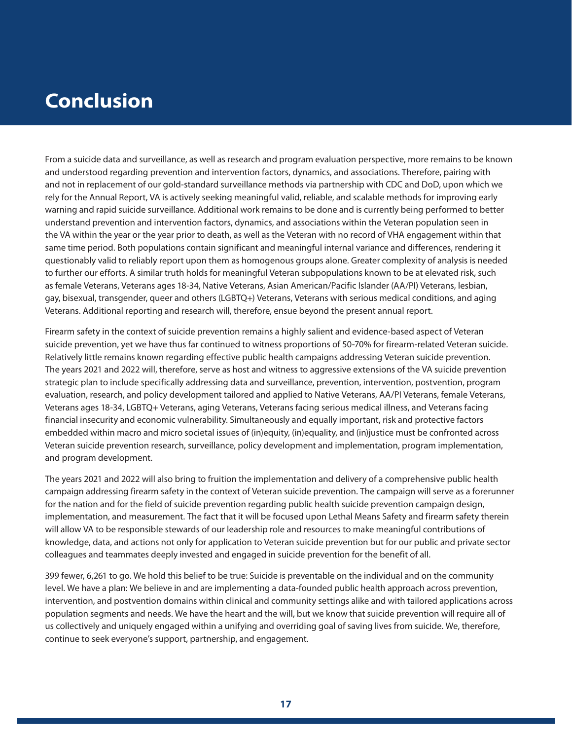# Conclusion

From a suicide data and surveillance, as well as research and program evaluation perspective, more remains to be known and understood regarding prevention and intervention factors, dynamics, and associations. Therefore, pairing with and not in replacement of our gold-standard surveillance methods via partnership with CDC and DoD, upon which we rely for the Annual Report, VA is actively seeking meaningful valid, reliable, and scalable methods for improving early warning and rapid suicide surveillance. Additional work remains to be done and is currently being performed to better understand prevention and intervention factors, dynamics, and associations within the Veteran population seen in the VA within the year or the year prior to death, as well as the Veteran with no record of VHA engagement within that same time period. Both populations contain significant and meaningful internal variance and differences, rendering it questionably valid to reliably report upon them as homogenous groups alone. Greater complexity of analysis is needed to further our efforts. A similar truth holds for meaningful Veteran subpopulations known to be at elevated risk, such as female Veterans, Veterans ages 18-34, Native Veterans, Asian American/Pacific Islander (AA/PI) Veterans, lesbian, gay, bisexual, transgender, queer and others (LGBTQ+) Veterans, Veterans with serious medical conditions, and aging Veterans. Additional reporting and research will, therefore, ensue beyond the present annual report.

Firearm safety in the context of suicide prevention remains a highly salient and evidence-based aspect of Veteran suicide prevention, yet we have thus far continued to witness proportions of 50-70% for firearm-related Veteran suicide. Relatively little remains known regarding effective public health campaigns addressing Veteran suicide prevention. The years 2021 and 2022 will, therefore, serve as host and witness to aggressive extensions of the VA suicide prevention strategic plan to include specifically addressing data and surveillance, prevention, intervention, postvention, program evaluation, research, and policy development tailored and applied to Native Veterans, AA/PI Veterans, female Veterans, Veterans ages 18-34, LGBTQ+ Veterans, aging Veterans, Veterans facing serious medical illness, and Veterans facing financial insecurity and economic vulnerability. Simultaneously and equally important, risk and protective factors embedded within macro and micro societal issues of (in)equity, (in)equality, and (in)justice must be confronted across Veteran suicide prevention research, surveillance, policy development and implementation, program implementation, and program development.

The years 2021 and 2022 will also bring to fruition the implementation and delivery of a comprehensive public health campaign addressing firearm safety in the context of Veteran suicide prevention. The campaign will serve as a forerunner for the nation and for the field of suicide prevention regarding public health suicide prevention campaign design, implementation, and measurement. The fact that it will be focused upon Lethal Means Safety and firearm safety therein will allow VA to be responsible stewards of our leadership role and resources to make meaningful contributions of knowledge, data, and actions not only for application to Veteran suicide prevention but for our public and private sector colleagues and teammates deeply invested and engaged in suicide prevention for the benefit of all.

399 fewer, 6,261 to go. We hold this belief to be true: Suicide is preventable on the individual and on the community level. We have a plan: We believe in and are implementing a data-founded public health approach across prevention, intervention, and postvention domains within clinical and community settings alike and with tailored applications across population segments and needs. We have the heart and the will, but we know that suicide prevention will require all of us collectively and uniquely engaged within a unifying and overriding goal of saving lives from suicide. We, therefore, continue to seek everyone's support, partnership, and engagement.